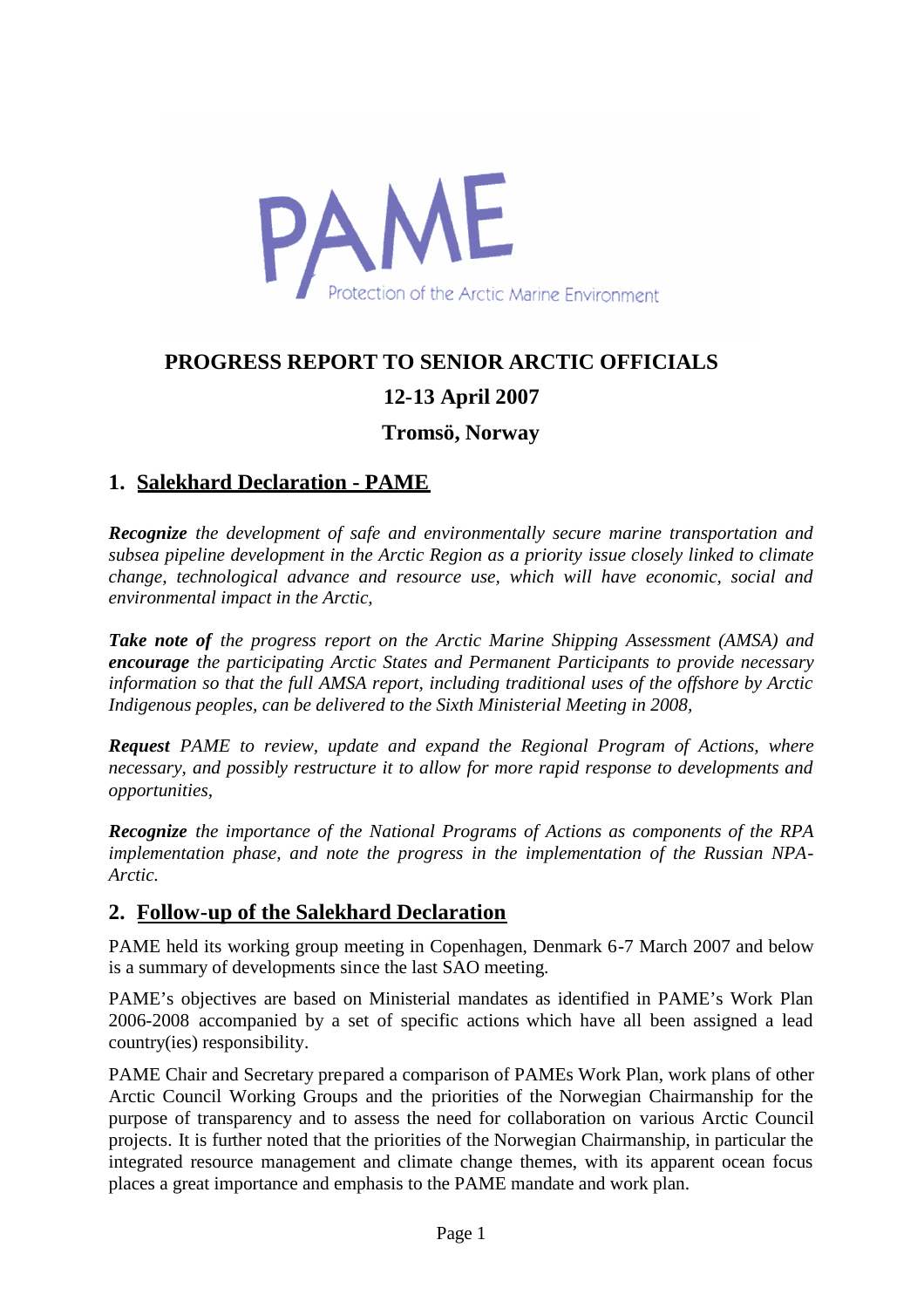PAME

Protection of the Arctic Marine Environment

# PROGRESS REPORT TO SENIOR ARCTIC OFFICIALS

## 12-13 April 2007

## Tromsö, Norway

## 1. Salekhard Declaration - PAME

***Recognize*** *the development of safe and environmentally secure marine transportation and subsea pipeline development in the Arctic Region as a priority issue closely linked to climate change, technological advance and resource use, which will have economic, social and environmental impact in the Arctic,*

***Take note of*** *the progress report on the Arctic Marine Shipping Assessment (AMSA) and* ***encourage*** *the participating Arctic States and Permanent Participants to provide necessary information so that the full AMSA report, including traditional uses of the offshore by Arctic Indigenous peoples, can be delivered to the Sixth Ministerial Meeting in 2008,*

***Request*** *PAME to review, update and expand the Regional Program of Actions, where necessary, and possibly restructure it to allow for more rapid response to developments and opportunities,*

***Recognize*** *the importance of the National Programs of Actions as components of the RPA implementation phase, and note the progress in the implementation of the Russian NPA-Arctic.*

## 2. Follow-up of the Salekhard Declaration

PAME held its working group meeting in Copenhagen, Denmark 6-7 March 2007 and below is a summary of developments since the last SAO meeting.

PAME's objectives are based on Ministerial mandates as identified in PAME's Work Plan 2006-2008 accompanied by a set of specific actions which have all been assigned a lead country(ies) responsibility.

PAME Chair and Secretary prepared a comparison of PAMEs Work Plan, work plans of other Arctic Council Working Groups and the priorities of the Norwegian Chairmanship for the purpose of transparency and to assess the need for collaboration on various Arctic Council projects. It is further noted that the priorities of the Norwegian Chairmanship, in particular the integrated resource management and climate change themes, with its apparent ocean focus places a great importance and emphasis to the PAME mandate and work plan.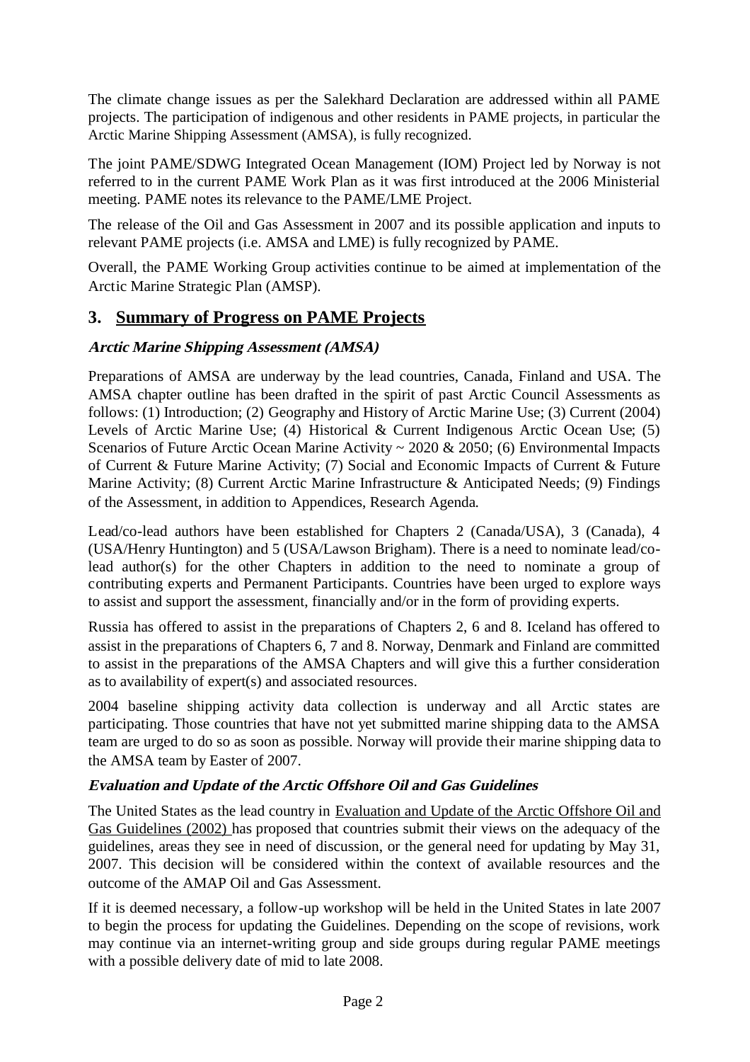The climate change issues as per the Salekhard Declaration are addressed within all PAME projects. The participation of indigenous and other residents in PAME projects, in particular the Arctic Marine Shipping Assessment (AMSA), is fully recognized.

The joint PAME/SDWG Integrated Ocean Management (IOM) Project led by Norway is not referred to in the current PAME Work Plan as it was first introduced at the 2006 Ministerial meeting. PAME notes its relevance to the PAME/LME Project.

The release of the Oil and Gas Assessment in 2007 and its possible application and inputs to relevant PAME projects (i.e. AMSA and LME) is fully recognized by PAME.

Overall, the PAME Working Group activities continue to be aimed at implementation of the Arctic Marine Strategic Plan (AMSP).

## 3. Summary of Progress on PAME Projects

### *Arctic Marine Shipping Assessment (AMSA)*

Preparations of AMSA are underway by the lead countries, Canada, Finland and USA. The AMSA chapter outline has been drafted in the spirit of past Arctic Council Assessments as follows: (1) Introduction; (2) Geography and History of Arctic Marine Use; (3) Current (2004) Levels of Arctic Marine Use; (4) Historical & Current Indigenous Arctic Ocean Use; (5) Scenarios of Future Arctic Ocean Marine Activity ~ 2020 & 2050; (6) Environmental Impacts of Current & Future Marine Activity; (7) Social and Economic Impacts of Current & Future Marine Activity; (8) Current Arctic Marine Infrastructure & Anticipated Needs; (9) Findings of the Assessment, in addition to Appendices, Research Agenda.

Lead/co-lead authors have been established for Chapters 2 (Canada/USA), 3 (Canada), 4 (USA/Henry Huntington) and 5 (USA/Lawson Brigham). There is a need to nominate lead/co-lead author(s) for the other Chapters in addition to the need to nominate a group of contributing experts and Permanent Participants. Countries have been urged to explore ways to assist and support the assessment, financially and/or in the form of providing experts.

Russia has offered to assist in the preparations of Chapters 2, 6 and 8. Iceland has offered to assist in the preparations of Chapters 6, 7 and 8. Norway, Denmark and Finland are committed to assist in the preparations of the AMSA Chapters and will give this a further consideration as to availability of expert(s) and associated resources.

2004 baseline shipping activity data collection is underway and all Arctic states are participating. Those countries that have not yet submitted marine shipping data to the AMSA team are urged to do so as soon as possible. Norway will provide their marine shipping data to the AMSA team by Easter of 2007.

### *Evaluation and Update of the Arctic Offshore Oil and Gas Guidelines*

The United States as the lead country in Evaluation and Update of the Arctic Offshore Oil and Gas Guidelines (2002) has proposed that countries submit their views on the adequacy of the guidelines, areas they see in need of discussion, or the general need for updating by May 31, 2007. This decision will be considered within the context of available resources and the outcome of the AMAP Oil and Gas Assessment.

If it is deemed necessary, a follow-up workshop will be held in the United States in late 2007 to begin the process for updating the Guidelines. Depending on the scope of revisions, work may continue via an internet-writing group and side groups during regular PAME meetings with a possible delivery date of mid to late 2008.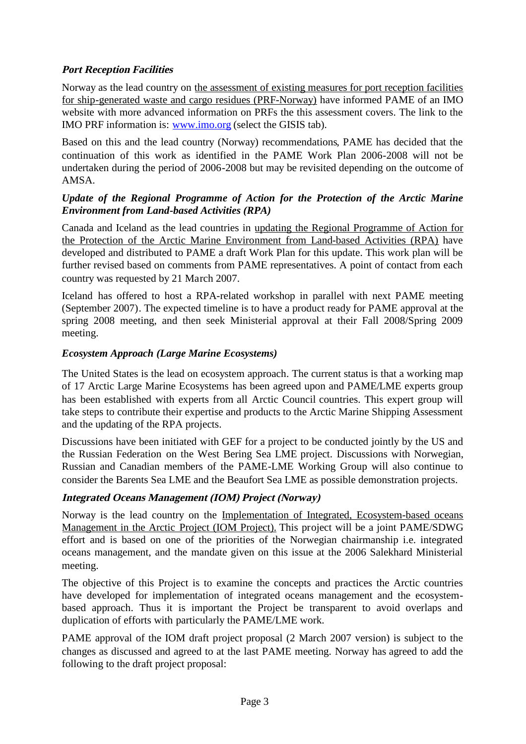### *Port Reception Facilities*

Norway as the lead country on the assessment of existing measures for port reception facilities for ship-generated waste and cargo residues (PRF-Norway) have informed PAME of an IMO website with more advanced information on PRFs the this assessment covers. The link to the IMO PRF information is: [www.imo.org](http://www.imo.org) (select the GISIS tab).

Based on this and the lead country (Norway) recommendations, PAME has decided that the continuation of this work as identified in the PAME Work Plan 2006-2008 will not be undertaken during the period of 2006-2008 but may be revisited depending on the outcome of AMSA.

### *Update of the Regional Programme of Action for the Protection of the Arctic Marine Environment from Land-based Activities (RPA)*

Canada and Iceland as the lead countries in updating the Regional Programme of Action for the Protection of the Arctic Marine Environment from Land-based Activities (RPA) have developed and distributed to PAME a draft Work Plan for this update. This work plan will be further revised based on comments from PAME representatives. A point of contact from each country was requested by 21 March 2007.

Iceland has offered to host a RPA-related workshop in parallel with next PAME meeting (September 2007). The expected timeline is to have a product ready for PAME approval at the spring 2008 meeting, and then seek Ministerial approval at their Fall 2008/Spring 2009 meeting.

### *Ecosystem Approach (Large Marine Ecosystems)*

The United States is the lead on ecosystem approach. The current status is that a working map of 17 Arctic Large Marine Ecosystems has been agreed upon and PAME/LME experts group has been established with experts from all Arctic Council countries. This expert group will take steps to contribute their expertise and products to the Arctic Marine Shipping Assessment and the updating of the RPA projects.

Discussions have been initiated with GEF for a project to be conducted jointly by the US and the Russian Federation on the West Bering Sea LME project. Discussions with Norwegian, Russian and Canadian members of the PAME-LME Working Group will also continue to consider the Barents Sea LME and the Beaufort Sea LME as possible demonstration projects.

### *Integrated Oceans Management (IOM) Project (Norway)*

Norway is the lead country on the Implementation of Integrated, Ecosystem-based oceans Management in the Arctic Project (IOM Project). This project will be a joint PAME/SDWG effort and is based on one of the priorities of the Norwegian chairmanship i.e. integrated oceans management, and the mandate given on this issue at the 2006 Salekhard Ministerial meeting.

The objective of this Project is to examine the concepts and practices the Arctic countries have developed for implementation of integrated oceans management and the ecosystem-based approach. Thus it is important the Project be transparent to avoid overlaps and duplication of efforts with particularly the PAME/LME work.

PAME approval of the IOM draft project proposal (2 March 2007 version) is subject to the changes as discussed and agreed to at the last PAME meeting. Norway has agreed to add the following to the draft project proposal: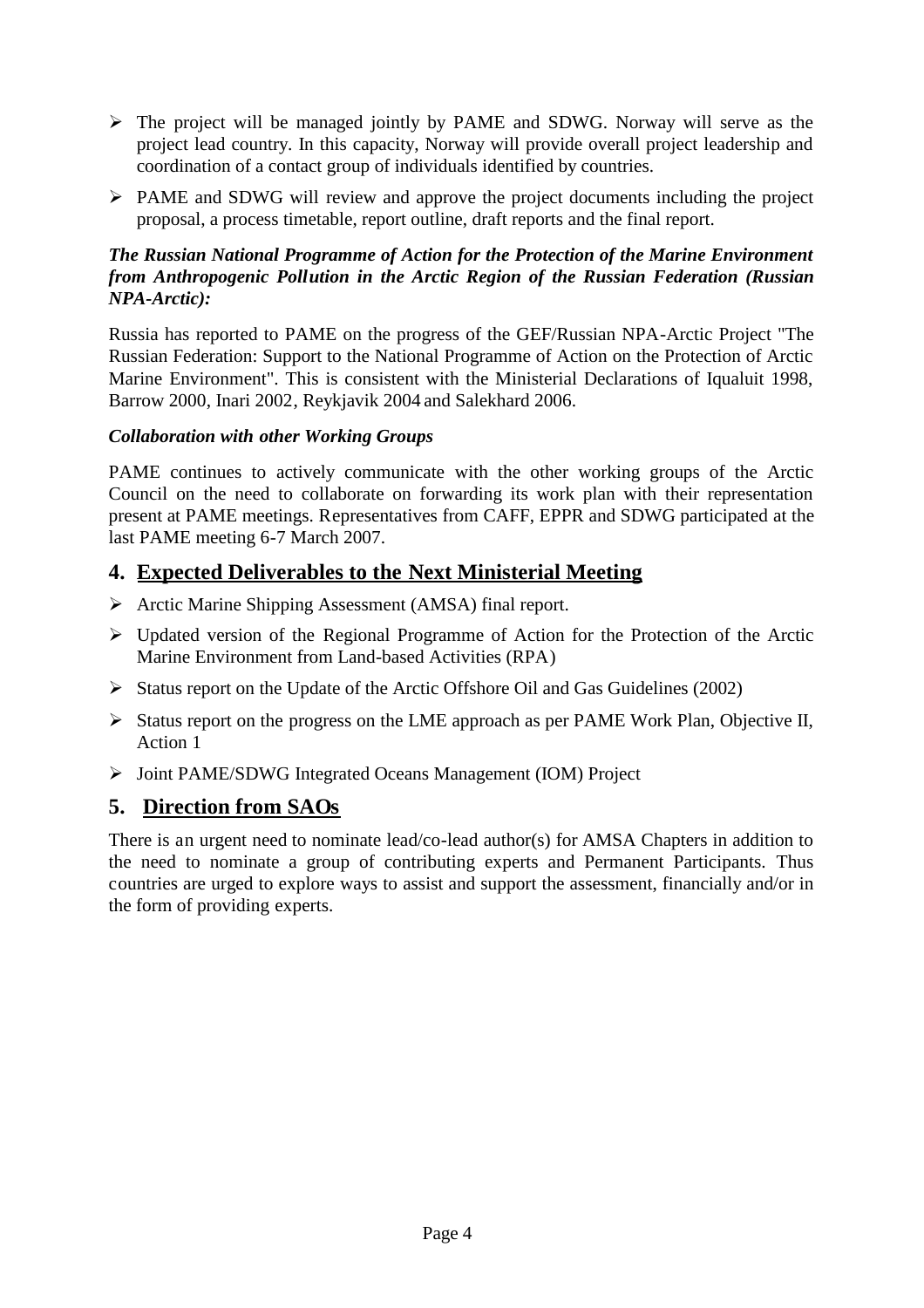- The project will be managed jointly by PAME and SDWG. Norway will serve as the project lead country. In this capacity, Norway will provide overall project leadership and coordination of a contact group of individuals identified by countries.
- PAME and SDWG will review and approve the project documents including the project proposal, a process timetable, report outline, draft reports and the final report.

***The Russian National Programme of Action for the Protection of the Marine Environment from Anthropogenic Pollution in the Arctic Region of the Russian Federation (Russian NPA-Arctic):***

Russia has reported to PAME on the progress of the GEF/Russian NPA-Arctic Project "The Russian Federation: Support to the National Programme of Action on the Protection of Arctic Marine Environment". This is consistent with the Ministerial Declarations of Iqualuit 1998, Barrow 2000, Inari 2002, Reykjavik 2004 and Salekhard 2006.

***Collaboration with other Working Groups***

PAME continues to actively communicate with the other working groups of the Arctic Council on the need to collaborate on forwarding its work plan with their representation present at PAME meetings. Representatives from CAFF, EPPR and SDWG participated at the last PAME meeting 6-7 March 2007.

## 4. Expected Deliverables to the Next Ministerial Meeting

- Arctic Marine Shipping Assessment (AMSA) final report.
- Updated version of the Regional Programme of Action for the Protection of the Arctic Marine Environment from Land-based Activities (RPA)
- Status report on the Update of the Arctic Offshore Oil and Gas Guidelines (2002)
- Status report on the progress on the LME approach as per PAME Work Plan, Objective II, Action 1
- Joint PAME/SDWG Integrated Oceans Management (IOM) Project

## 5. Direction from SAOs

There is an urgent need to nominate lead/co-lead author(s) for AMSA Chapters in addition to the need to nominate a group of contributing experts and Permanent Participants. Thus countries are urged to explore ways to assist and support the assessment, financially and/or in the form of providing experts.